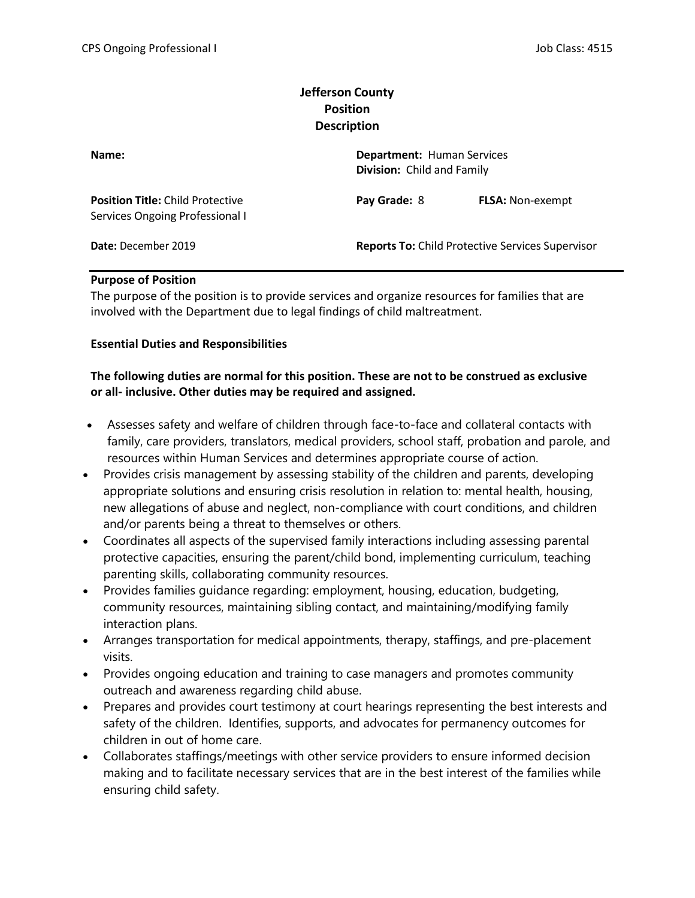# Jefferson County Position Description

**Name:**

**Department:** Human Services
**Division:** Child and Family

**Position Title:** Child Protective Services Ongoing Professional I

**Pay Grade:** 8 **FLSA:** Non-exempt

**Date:** December 2019

**Reports To:** Child Protective Services Supervisor

---

**Purpose of Position**

The purpose of the position is to provide services and organize resources for families that are involved with the Department due to legal findings of child maltreatment.

**Essential Duties and Responsibilities**

**The following duties are normal for this position. These are not to be construed as exclusive or all- inclusive. Other duties may be required and assigned.**

- Assesses safety and welfare of children through face-to-face and collateral contacts with family, care providers, translators, medical providers, school staff, probation and parole, and resources within Human Services and determines appropriate course of action.
- Provides crisis management by assessing stability of the children and parents, developing appropriate solutions and ensuring crisis resolution in relation to: mental health, housing, new allegations of abuse and neglect, non-compliance with court conditions, and children and/or parents being a threat to themselves or others.
- Coordinates all aspects of the supervised family interactions including assessing parental protective capacities, ensuring the parent/child bond, implementing curriculum, teaching parenting skills, collaborating community resources.
- Provides families guidance regarding: employment, housing, education, budgeting, community resources, maintaining sibling contact, and maintaining/modifying family interaction plans.
- Arranges transportation for medical appointments, therapy, staffings, and pre-placement visits.
- Provides ongoing education and training to case managers and promotes community outreach and awareness regarding child abuse.
- Prepares and provides court testimony at court hearings representing the best interests and safety of the children. Identifies, supports, and advocates for permanency outcomes for children in out of home care.
- Collaborates staffings/meetings with other service providers to ensure informed decision making and to facilitate necessary services that are in the best interest of the families while ensuring child safety.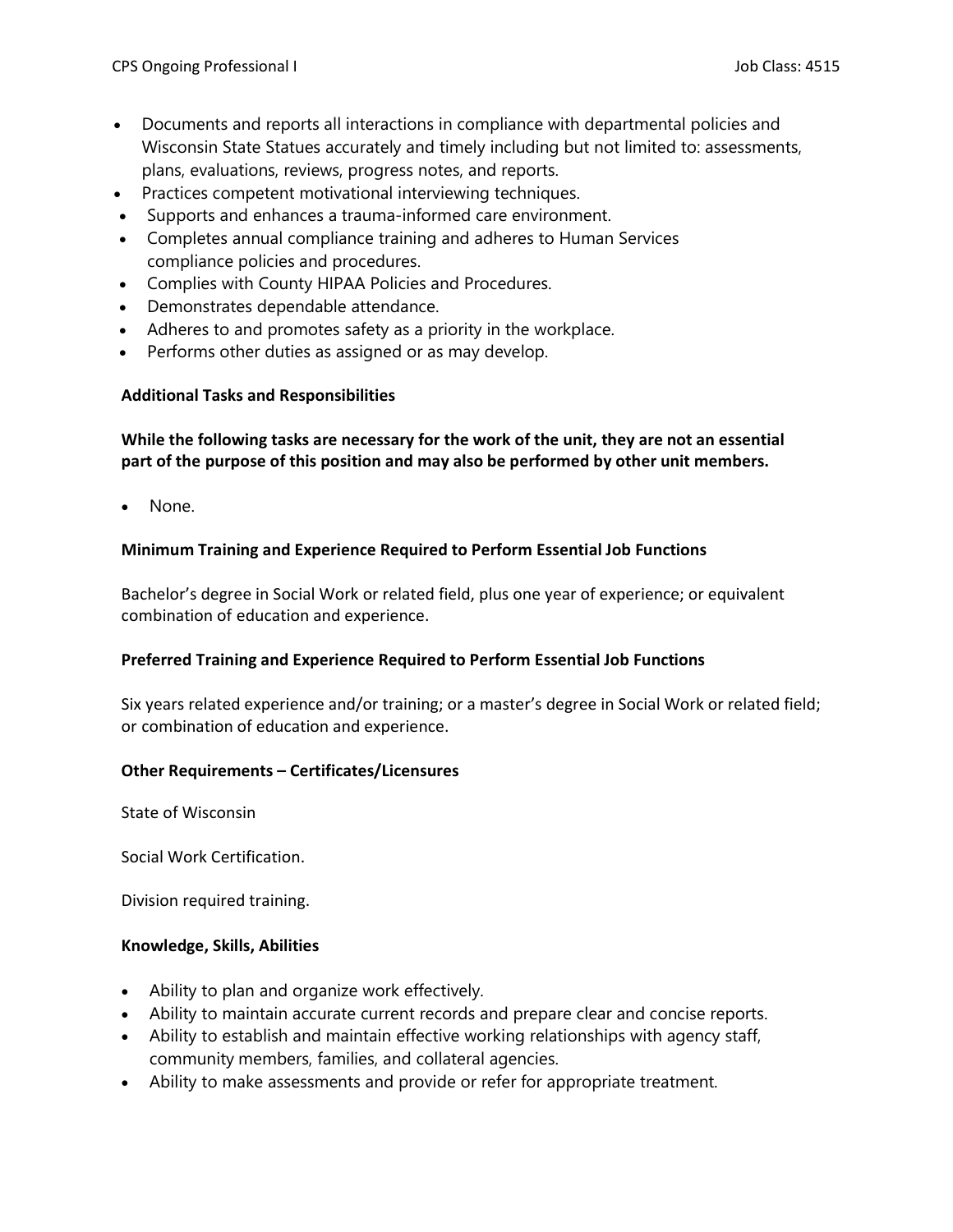- Documents and reports all interactions in compliance with departmental policies and Wisconsin State Statues accurately and timely including but not limited to: assessments, plans, evaluations, reviews, progress notes, and reports.
- Practices competent motivational interviewing techniques.
- Supports and enhances a trauma-informed care environment.
- Completes annual compliance training and adheres to Human Services compliance policies and procedures.
- Complies with County HIPAA Policies and Procedures.
- Demonstrates dependable attendance.
- Adheres to and promotes safety as a priority in the workplace.
- Performs other duties as assigned or as may develop.

**Additional Tasks and Responsibilities**

**While the following tasks are necessary for the work of the unit, they are not an essential part of the purpose of this position and may also be performed by other unit members.**

- None.

**Minimum Training and Experience Required to Perform Essential Job Functions**

Bachelor's degree in Social Work or related field, plus one year of experience; or equivalent combination of education and experience.

**Preferred Training and Experience Required to Perform Essential Job Functions**

Six years related experience and/or training; or a master's degree in Social Work or related field; or combination of education and experience.

**Other Requirements – Certificates/Licensures**

State of Wisconsin

Social Work Certification.

Division required training.

**Knowledge, Skills, Abilities**

- Ability to plan and organize work effectively.
- Ability to maintain accurate current records and prepare clear and concise reports.
- Ability to establish and maintain effective working relationships with agency staff, community members, families, and collateral agencies.
- Ability to make assessments and provide or refer for appropriate treatment.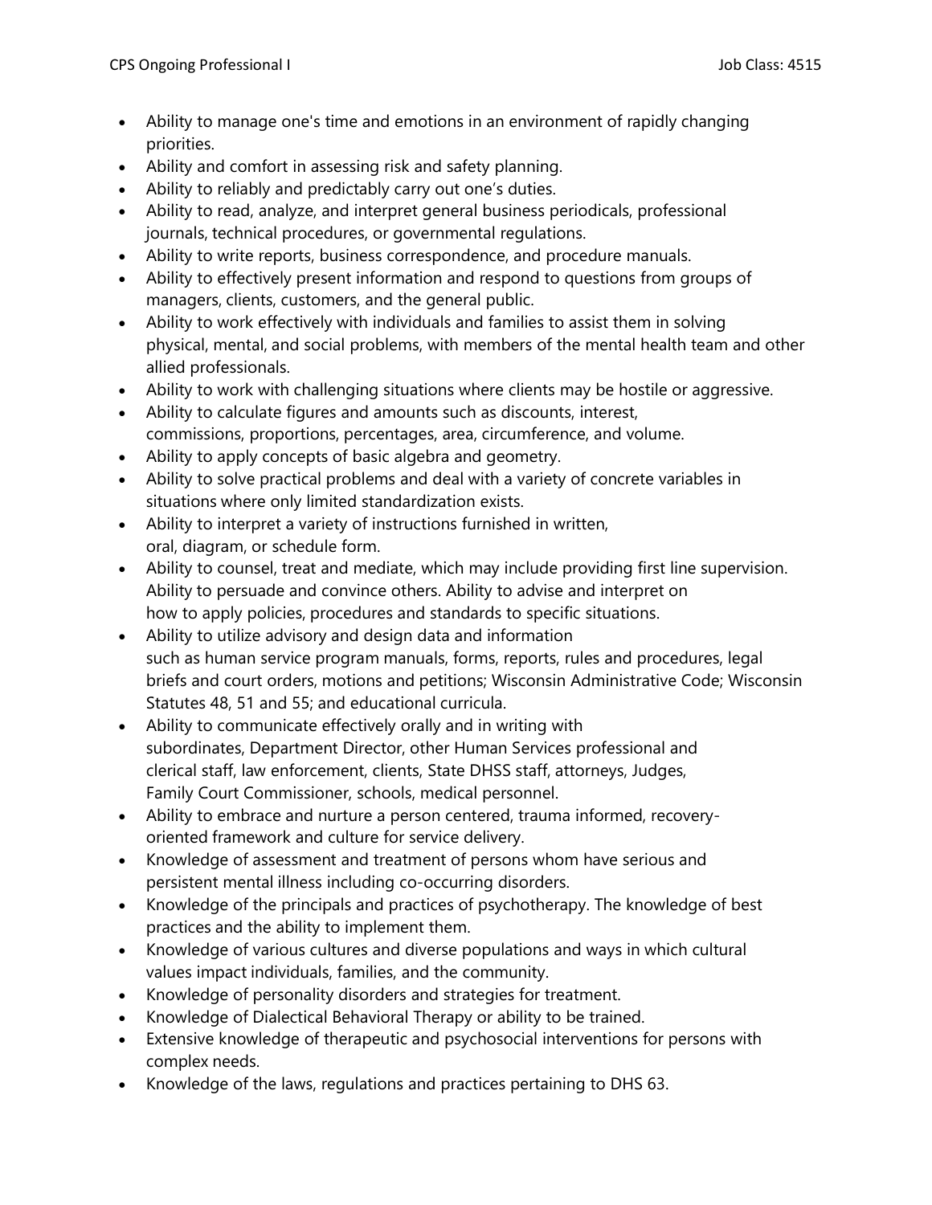- Ability to manage one's time and emotions in an environment of rapidly changing priorities.
- Ability and comfort in assessing risk and safety planning.
- Ability to reliably and predictably carry out one's duties.
- Ability to read, analyze, and interpret general business periodicals, professional journals, technical procedures, or governmental regulations.
- Ability to write reports, business correspondence, and procedure manuals.
- Ability to effectively present information and respond to questions from groups of managers, clients, customers, and the general public.
- Ability to work effectively with individuals and families to assist them in solving physical, mental, and social problems, with members of the mental health team and other allied professionals.
- Ability to work with challenging situations where clients may be hostile or aggressive.
- Ability to calculate figures and amounts such as discounts, interest, commissions, proportions, percentages, area, circumference, and volume.
- Ability to apply concepts of basic algebra and geometry.
- Ability to solve practical problems and deal with a variety of concrete variables in situations where only limited standardization exists.
- Ability to interpret a variety of instructions furnished in written, oral, diagram, or schedule form.
- Ability to counsel, treat and mediate, which may include providing first line supervision. Ability to persuade and convince others. Ability to advise and interpret on how to apply policies, procedures and standards to specific situations.
- Ability to utilize advisory and design data and information such as human service program manuals, forms, reports, rules and procedures, legal briefs and court orders, motions and petitions; Wisconsin Administrative Code; Wisconsin Statutes 48, 51 and 55; and educational curricula.
- Ability to communicate effectively orally and in writing with subordinates, Department Director, other Human Services professional and clerical staff, law enforcement, clients, State DHSS staff, attorneys, Judges, Family Court Commissioner, schools, medical personnel.
- Ability to embrace and nurture a person centered, trauma informed, recovery-oriented framework and culture for service delivery.
- Knowledge of assessment and treatment of persons whom have serious and persistent mental illness including co-occurring disorders.
- Knowledge of the principals and practices of psychotherapy. The knowledge of best practices and the ability to implement them.
- Knowledge of various cultures and diverse populations and ways in which cultural values impact individuals, families, and the community.
- Knowledge of personality disorders and strategies for treatment.
- Knowledge of Dialectical Behavioral Therapy or ability to be trained.
- Extensive knowledge of therapeutic and psychosocial interventions for persons with complex needs.
- Knowledge of the laws, regulations and practices pertaining to DHS 63.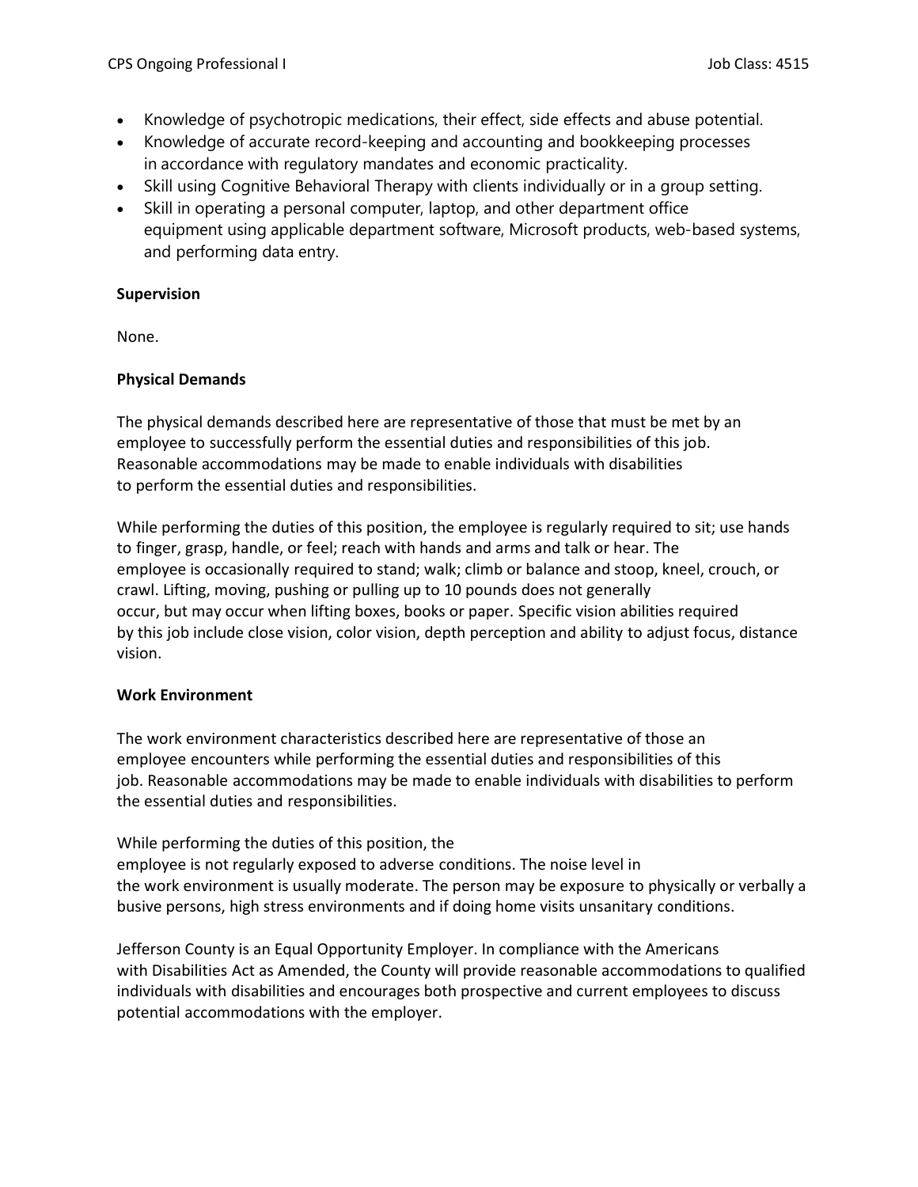- Knowledge of psychotropic medications, their effect, side effects and abuse potential.
- Knowledge of accurate record-keeping and accounting and bookkeeping processes in accordance with regulatory mandates and economic practicality.
- Skill using Cognitive Behavioral Therapy with clients individually or in a group setting.
- Skill in operating a personal computer, laptop, and other department office equipment using applicable department software, Microsoft products, web-based systems, and performing data entry.

**Supervision**

None.

**Physical Demands**

The physical demands described here are representative of those that must be met by an employee to successfully perform the essential duties and responsibilities of this job. Reasonable accommodations may be made to enable individuals with disabilities to perform the essential duties and responsibilities.

While performing the duties of this position, the employee is regularly required to sit; use hands to finger, grasp, handle, or feel; reach with hands and arms and talk or hear. The employee is occasionally required to stand; walk; climb or balance and stoop, kneel, crouch, or crawl. Lifting, moving, pushing or pulling up to 10 pounds does not generally occur, but may occur when lifting boxes, books or paper. Specific vision abilities required by this job include close vision, color vision, depth perception and ability to adjust focus, distance vision.

**Work Environment**

The work environment characteristics described here are representative of those an employee encounters while performing the essential duties and responsibilities of this job. Reasonable accommodations may be made to enable individuals with disabilities to perform the essential duties and responsibilities.

While performing the duties of this position, the employee is not regularly exposed to adverse conditions. The noise level in the work environment is usually moderate. The person may be exposure to physically or verbally a busive persons, high stress environments and if doing home visits unsanitary conditions.

Jefferson County is an Equal Opportunity Employer. In compliance with the Americans with Disabilities Act as Amended, the County will provide reasonable accommodations to qualified individuals with disabilities and encourages both prospective and current employees to discuss potential accommodations with the employer.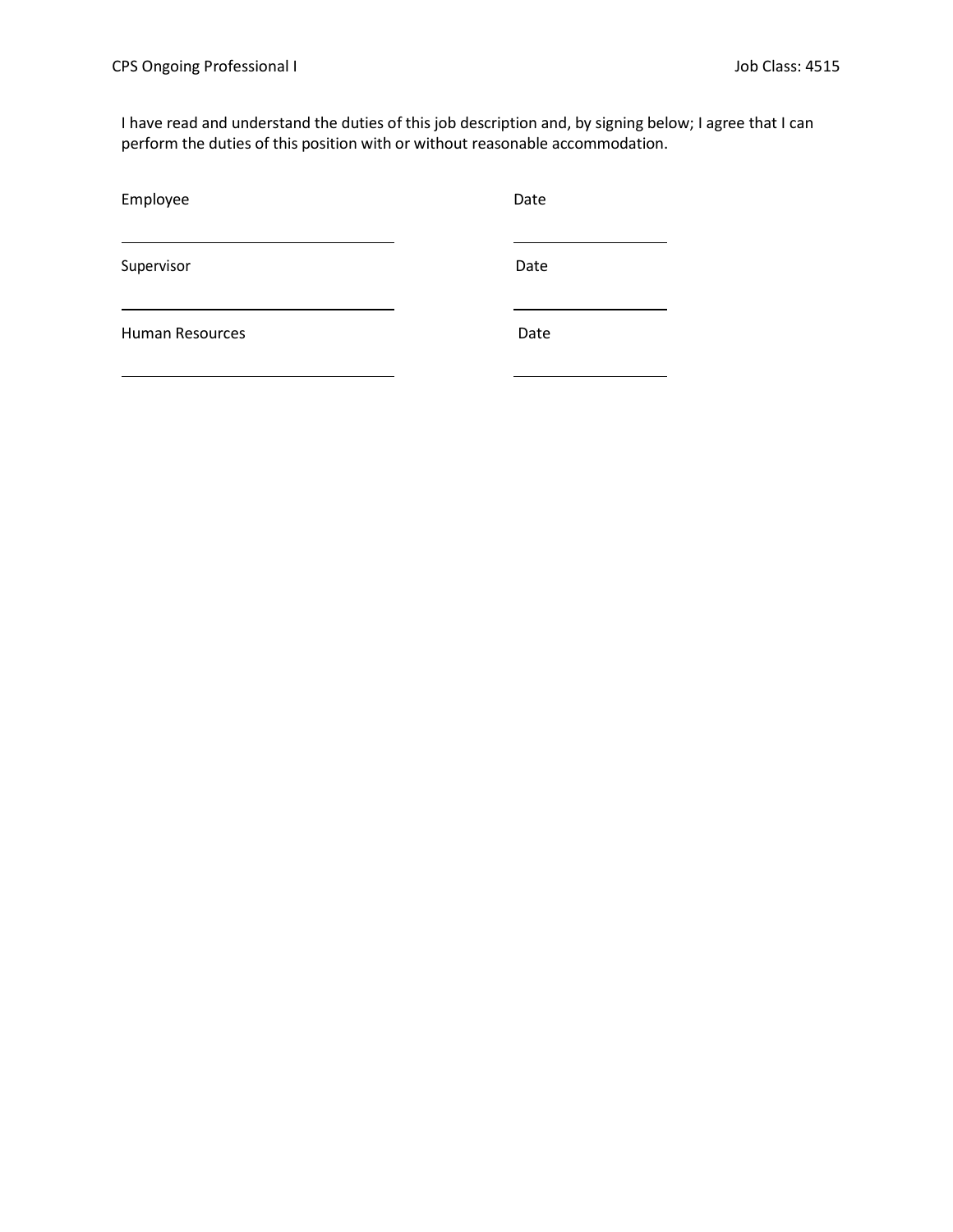I have read and understand the duties of this job description and, by signing below; I agree that I can perform the duties of this position with or without reasonable accommodation.

Employee ______________________ Date ______________

Supervisor ______________________ Date ______________

Human Resources ______________________ Date ______________